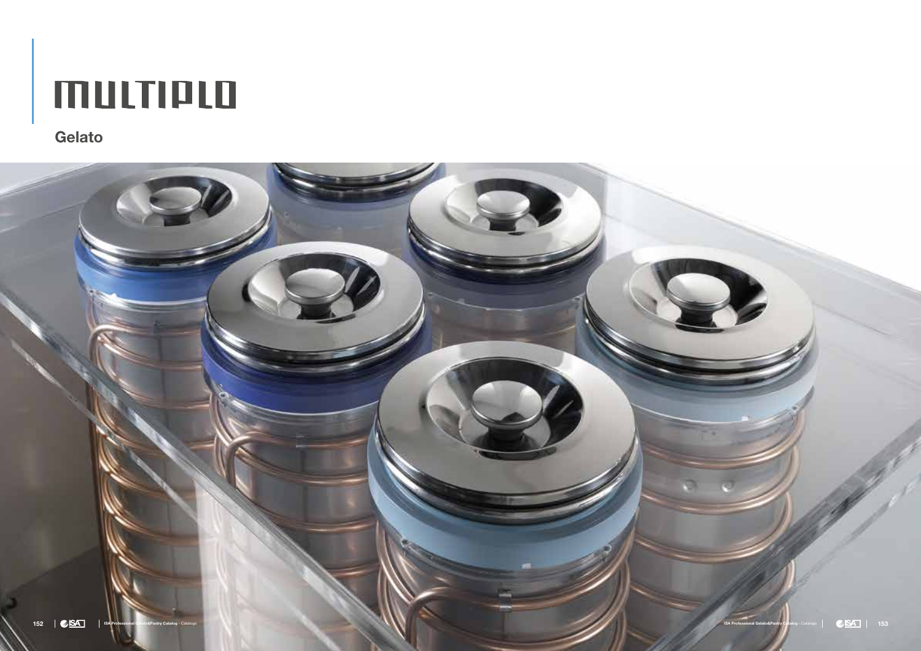# MULTIPLO

## Gelato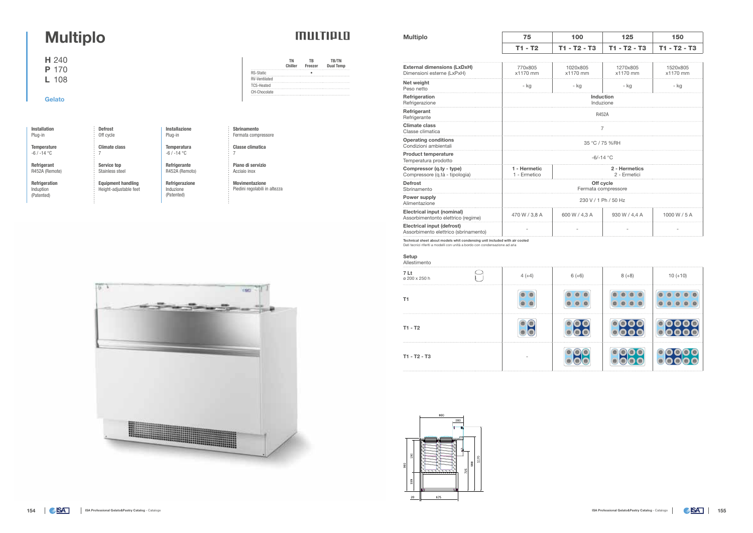# Multiplo

**H** 240
**P** 170
**L** 108

**Gelato**

MULTIPLO

| | TN Chiller | TB Freezer | TB/TN Dual Temp |
|---|---|---|---|
| RS-Static | | • | |
| RV-Ventilated | | | |
| TCS-Heated | | | |
| CH-Chocolate | | | |

**Installation**
Plug-in

**Temperature**
-6 / -14 °C

**Refrigerant**
R452A (Remote)

**Refrigeration**
Induption
(Patented)

**Defrost**
Off cycle

**Climate class**
7

**Service top**
Stainless steel

**Equipment handling**
Height-adjustable feet

**Installazione**
Plug-in

**Temperatura**
-6 / -14 °C

**Refrigerante**
R452A (Remoto)

**Refrigerazione**
Induzione
(Patented)

**Sbrinamento**
Fermata compressore

**Classe climatica**
7

**Piano di servizio**
Acciaio inox

**Movimentazione**
Piedini regolabili in altezza

| Multiplo | 75 | 100 | 125 | 150 |
|---|---|---|---|---|
| | T1 - T2 | T1 - T2 - T3 | T1 - T2 - T3 | T1 - T2 - T3 |
| **External dimensions (LxDxH)** Dimensioni esterne (LxPxH) | 770x805 x1170 mm | 1020x805 x1170 mm | 1270x805 x1170 mm | 1520x805 x1170 mm |
| **Net weight** Peso netto | - kg | - kg | - kg | - kg |
| **Refrigeration** Refrigerazione | **Induction** Induzione | | | |
| **Refrigerant** Refrigerante | R452A | | | |
| **Climate class** Classe climatica | 7 | | | |
| **Operating conditions** Condizioni ambientali | 35 °C / 75 %RH | | | |
| **Product temperature** Temperatura prodotto | -6/-14 °C | | | |
| **Compressor (q.ty - type)** Compressore (q.tà - tipologia) | **1 - Hermetic** 1 - Ermetico | **2 - Hermetics** 2 - Ermetici | | |
| **Defrost** Sbrinamento | **Off cycle** Fermata compressore | | | |
| **Power supply** Alimentazione | 230 V / 1 Ph / 50 Hz | | | |
| **Electrical input (nominal)** Assorbimentonto elettrico (regime) | 470 W / 3,8 A | 600 W / 4,3 A | 930 W / 4,4 A | 1000 W / 5 A |
| **Electrical input (defrost)** Assorbimento elettrico (sbrinamento) | - | - | - | - |

**Technical sheet about models whit condensing unit included with air cooled**
Dati tecnici riferiti a modelli con unità a bordo con condensazione ad aria

**Setup**
Allestimento

| | 75 | 100 | 125 | 150 |
|---|---|---|---|---|
| **7 Lt** ø 200 x 250 h | 4 (+4) | 6 (+6) | 8 (+8) | 10 (+10) |
| **T1** | | | | |
| **T1 - T2** | | | | |
| **T1 - T2 - T3** | - | | | |

800
200
1170
988
725
960
590
339
20
675